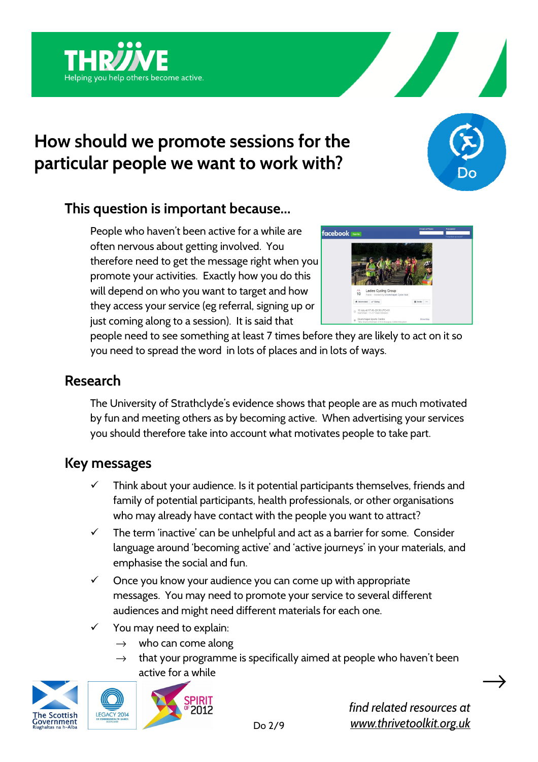# How should we promote sessions for the particular people we want to work with?

## This question is important because...

People who haven't been active for a while are often nervous about getting involved. You therefore need to get the message right when you promote your activities. Exactly how you do this will depend on who you want to target and how they access your service (eg referral, signing up or just coming along to a session). It is said that people need to see something at least 7 times before they are likely to act on it so you need to spread the word in lots of places and in lots of ways.

## Research

The University of Strathclyde's evidence shows that people are as much motivated by fun and meeting others as by becoming active. When advertising your services you should therefore take into account what motivates people to take part.

## Key messages

- ✓ Think about your audience. Is it potential participants themselves, friends and family of potential participants, health professionals, or other organisations who may already have contact with the people you want to attract?
- ✓ The term 'inactive' can be unhelpful and act as a barrier for some. Consider language around 'becoming active' and 'active journeys' in your materials, and emphasise the social and fun.
- ✓ Once you know your audience you can come up with appropriate messages. You may need to promote your service to several different audiences and might need different materials for each one.
- ✓ You may need to explain:
  - → who can come along
  - → that your programme is specifically aimed at people who haven't been active for a while

*find related resources at [www.thrivetoolkit.org.uk](www.thrivetoolkit.org.uk)*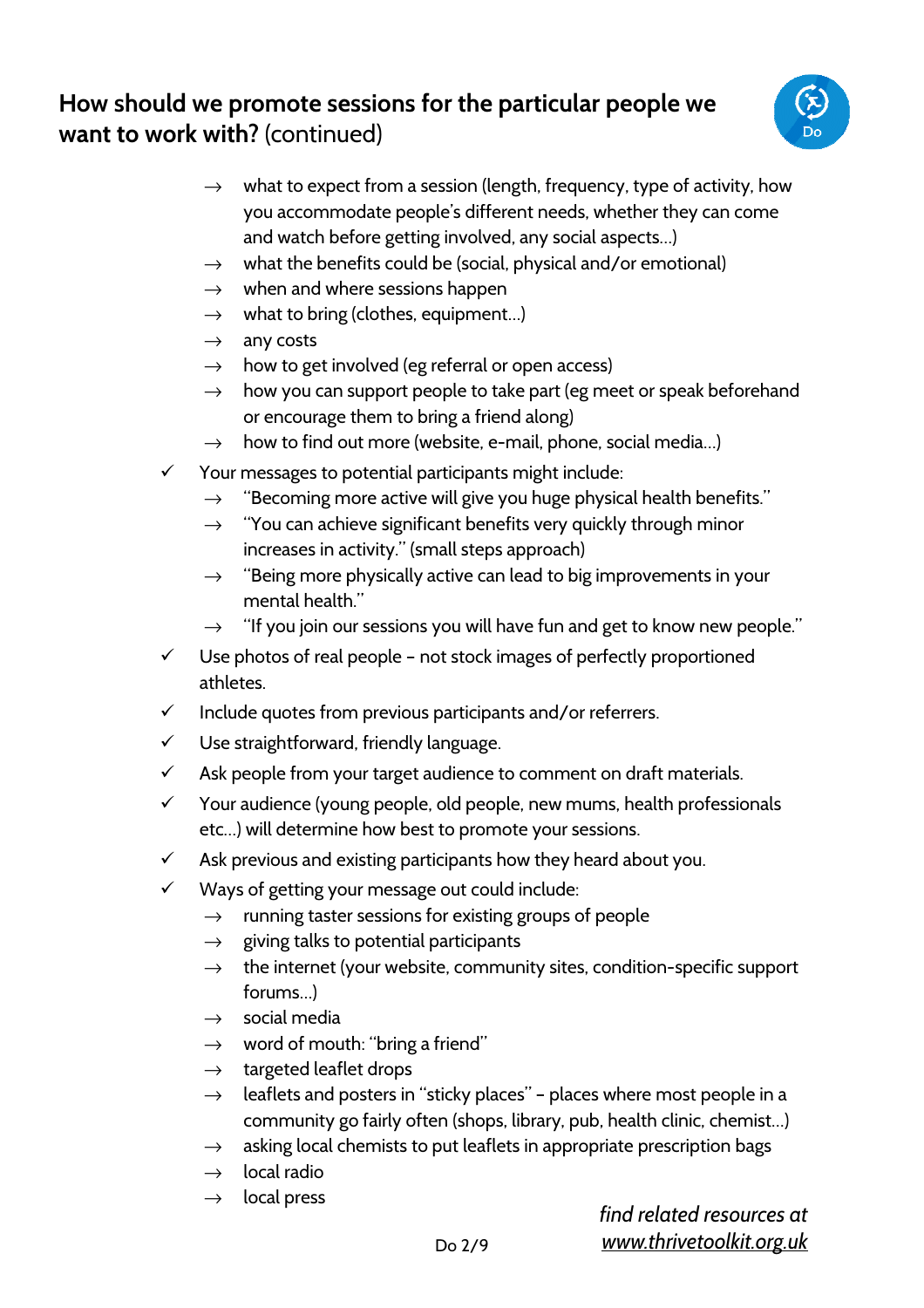## **How should we promote sessions for the particular people we want to work with?** (continued)

- → what to expect from a session (length, frequency, type of activity, how you accommodate people's different needs, whether they can come and watch before getting involved, any social aspects...)
- → what the benefits could be (social, physical and/or emotional)
- → when and where sessions happen
- → what to bring (clothes, equipment...)
- → any costs
- → how to get involved (eg referral or open access)
- → how you can support people to take part (eg meet or speak beforehand or encourage them to bring a friend along)
- → how to find out more (website, e-mail, phone, social media...)

- ✓ Your messages to potential participants might include:
  - → "Becoming more active will give you huge physical health benefits."
  - → "You can achieve significant benefits very quickly through minor increases in activity." (small steps approach)
  - → "Being more physically active can lead to big improvements in your mental health."
  - → "If you join our sessions you will have fun and get to know new people."
- ✓ Use photos of real people – not stock images of perfectly proportioned athletes.
- ✓ Include quotes from previous participants and/or referrers.
- ✓ Use straightforward, friendly language.
- ✓ Ask people from your target audience to comment on draft materials.
- ✓ Your audience (young people, old people, new mums, health professionals etc...) will determine how best to promote your sessions.
- ✓ Ask previous and existing participants how they heard about you.
- ✓ Ways of getting your message out could include:
  - → running taster sessions for existing groups of people
  - → giving talks to potential participants
  - → the internet (your website, community sites, condition-specific support forums...)
  - → social media
  - → word of mouth: "bring a friend"
  - → targeted leaflet drops
  - → leaflets and posters in "sticky places" – places where most people in a community go fairly often (shops, library, pub, health clinic, chemist...)
  - → asking local chemists to put leaflets in appropriate prescription bags
  - → local radio
  - → local press

*find related resources at [www.thrivetoolkit.org.uk](www.thrivetoolkit.org.uk)*